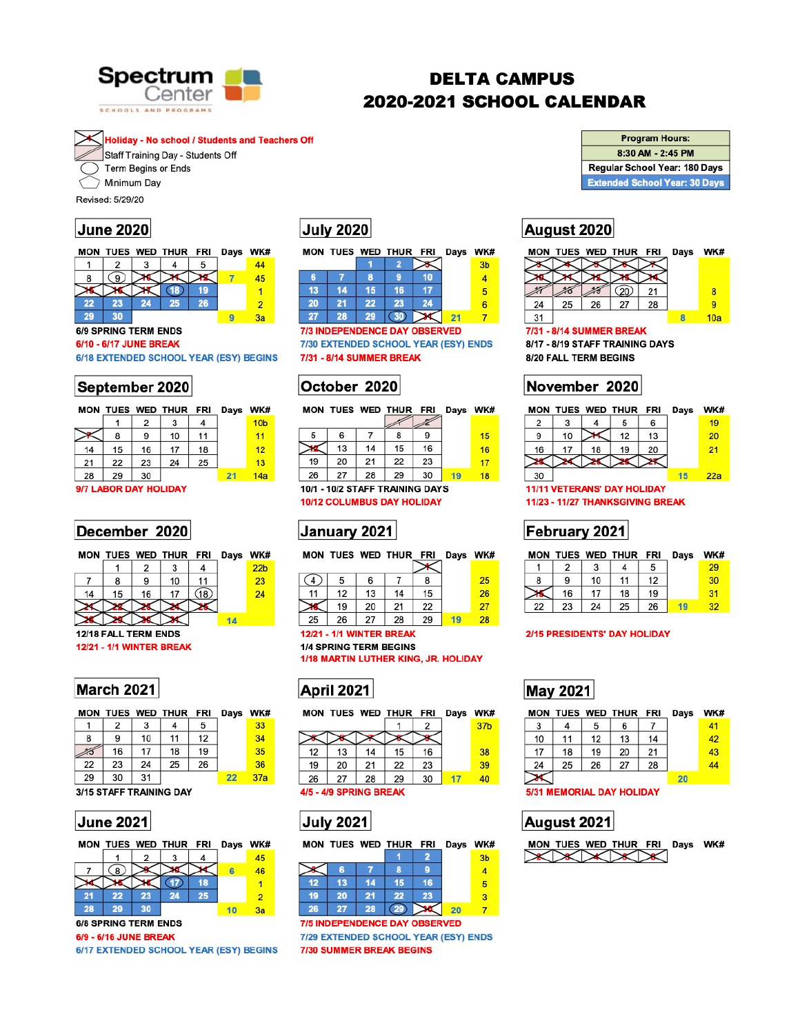Spectrum Center
SCHOOLS AND PROGRAMS

# DELTA CAMPUS
# 2020-2021 SCHOOL CALENDAR

- Holiday - No school / Students and Teachers Off
- Staff Training Day - Students Off
- Term Begins or Ends
- Minimum Day

Revised: 5/29/20

| Program Hours: |
|---|
| 8:30 AM - 2:45 PM |
| Regular School Year: 180 Days |
| Extended School Year: 30 Days |

## June 2020

| MON | TUES | WED | THUR | FRI | Days | WK# |
|---|---|---|---|---|---|---|
| 1 | 2 | 3 | 4 | 5 | | 44 |
| 8 | 9 | 10 | 11 | 12 | 7 | 45 |
| 15 | 16 | 17 | 18 | 19 | | 1 |
| 22 | 23 | 24 | 25 | 26 | | 2 |
| 29 | 30 | | | | 9 | 3a |

6/9 SPRING TERM ENDS
6/10 - 6/17 JUNE BREAK
6/18 EXTENDED SCHOOL YEAR (ESY) BEGINS

## July 2020

| MON | TUES | WED | THUR | FRI | Days | WK# |
|---|---|---|---|---|---|---|
| | | 1 | 2 | 3 | | 3b |
| 6 | 7 | 8 | 9 | 10 | | 4 |
| 13 | 14 | 15 | 16 | 17 | | 5 |
| 20 | 21 | 22 | 23 | 24 | | 6 |
| 27 | 28 | 29 | 30 | 31 | 21 | 7 |

7/3 INDEPENDENCE DAY OBSERVED
7/30 EXTENDED SCHOOL YEAR (ESY) ENDS
7/31 - 8/14 SUMMER BREAK

## August 2020

| MON | TUES | WED | THUR | FRI | Days | WK# |
|---|---|---|---|---|---|---|
| 3 | 4 | 5 | 6 | 7 | | |
| 10 | 11 | 12 | 13 | 14 | | |
| 17 | 18 | 19 | 20 | 21 | | 8 |
| 24 | 25 | 26 | 27 | 28 | | 9 |
| 31 | | | | | 8 | 10a |

7/31 - 8/14 SUMMER BREAK
8/17 - 8/19 STAFF TRAINING DAYS
8/20 FALL TERM BEGINS

## September 2020

| MON | TUES | WED | THUR | FRI | Days | WK# |
|---|---|---|---|---|---|---|
| | 1 | 2 | 3 | 4 | | 10b |
| 7 | 8 | 9 | 10 | 11 | | 11 |
| 14 | 15 | 16 | 17 | 18 | | 12 |
| 21 | 22 | 23 | 24 | 25 | | 13 |
| 28 | 29 | 30 | | | 21 | 14a |

9/7 LABOR DAY HOLIDAY

## October 2020

| MON | TUES | WED | THUR | FRI | Days | WK# |
|---|---|---|---|---|---|---|
| | | | 1 | 2 | | |
| 5 | 6 | 7 | 8 | 9 | | 15 |
| 12 | 13 | 14 | 15 | 16 | | 16 |
| 19 | 20 | 21 | 22 | 23 | | 17 |
| 26 | 27 | 28 | 29 | 30 | 19 | 18 |

10/1 - 10/2 STAFF TRAINING DAYS
10/12 COLUMBUS DAY HOLIDAY

## November 2020

| MON | TUES | WED | THUR | FRI | Days | WK# |
|---|---|---|---|---|---|---|
| 2 | 3 | 4 | 5 | 6 | | 19 |
| 9 | 10 | 11 | 12 | 13 | | 20 |
| 16 | 17 | 18 | 19 | 20 | | 21 |
| 23 | 24 | 25 | 26 | 27 | | |
| 30 | | | | | 15 | 22a |

11/11 VETERANS' DAY HOLIDAY
11/23 - 11/27 THANKSGIVING BREAK

## December 2020

| MON | TUES | WED | THUR | FRI | Days | WK# |
|---|---|---|---|---|---|---|
| | 1 | 2 | 3 | 4 | | 22b |
| 7 | 8 | 9 | 10 | 11 | | 23 |
| 14 | 15 | 16 | 17 | 18 | | 24 |
| 21 | 22 | 23 | 24 | 25 | | |
| 28 | 29 | 30 | 31 | | 14 | |

12/18 FALL TERM ENDS
12/21 - 1/1 WINTER BREAK

## January 2021

| MON | TUES | WED | THUR | FRI | Days | WK# |
|---|---|---|---|---|---|---|
| | | | | 1 | | |
| 4 | 5 | 6 | 7 | 8 | | 25 |
| 11 | 12 | 13 | 14 | 15 | | 26 |
| 18 | 19 | 20 | 21 | 22 | | 27 |
| 25 | 26 | 27 | 28 | 29 | 19 | 28 |

12/21 - 1/1 WINTER BREAK
1/4 SPRING TERM BEGINS
1/18 MARTIN LUTHER KING, JR. HOLIDAY

## February 2021

| MON | TUES | WED | THUR | FRI | Days | WK# |
|---|---|---|---|---|---|---|
| 1 | 2 | 3 | 4 | 5 | | 29 |
| 8 | 9 | 10 | 11 | 12 | | 30 |
| 15 | 16 | 17 | 18 | 19 | | 31 |
| 22 | 23 | 24 | 25 | 26 | 19 | 32 |

2/15 PRESIDENTS' DAY HOLIDAY

## March 2021

| MON | TUES | WED | THUR | FRI | Days | WK# |
|---|---|---|---|---|---|---|
| 1 | 2 | 3 | 4 | 5 | | 33 |
| 8 | 9 | 10 | 11 | 12 | | 34 |
| 15 | 16 | 17 | 18 | 19 | | 35 |
| 22 | 23 | 24 | 25 | 26 | | 36 |
| 29 | 30 | 31 | | | 22 | 37a |

3/15 STAFF TRAINING DAY

## April 2021

| MON | TUES | WED | THUR | FRI | Days | WK# |
|---|---|---|---|---|---|---|
| | | | 1 | 2 | | 37b |
| 5 | 6 | 7 | 8 | 9 | | |
| 12 | 13 | 14 | 15 | 16 | | 38 |
| 19 | 20 | 21 | 22 | 23 | | 39 |
| 26 | 27 | 28 | 29 | 30 | 17 | 40 |

4/5 - 4/9 SPRING BREAK

## May 2021

| MON | TUES | WED | THUR | FRI | Days | WK# |
|---|---|---|---|---|---|---|
| 3 | 4 | 5 | 6 | 7 | | 41 |
| 10 | 11 | 12 | 13 | 14 | | 42 |
| 17 | 18 | 19 | 20 | 21 | | 43 |
| 24 | 25 | 26 | 27 | 28 | | 44 |
| 31 | | | | | 20 | |

5/31 MEMORIAL DAY HOLIDAY

## June 2021

| MON | TUES | WED | THUR | FRI | Days | WK# |
|---|---|---|---|---|---|---|
| | 1 | 2 | 3 | 4 | | 45 |
| 7 | 8 | 9 | 10 | 11 | 6 | 46 |
| 14 | 15 | 16 | 17 | 18 | | 1 |
| 21 | 22 | 23 | 24 | 25 | | 2 |
| 28 | 29 | 30 | | | 10 | 3a |

6/8 SPRING TERM ENDS
6/9 - 6/16 JUNE BREAK
6/17 EXTENDED SCHOOL YEAR (ESY) BEGINS

## July 2021

| MON | TUES | WED | THUR | FRI | Days | WK# |
|---|---|---|---|---|---|---|
| | | | 1 | 2 | | 3b |
| 5 | 6 | 7 | 8 | 9 | | 4 |
| 12 | 13 | 14 | 15 | 16 | | 5 |
| 19 | 20 | 21 | 22 | 23 | | 3 |
| 26 | 27 | 28 | 29 | 30 | 20 | 7 |

7/5 INDEPENDENCE DAY OBSERVED
7/29 EXTENDED SCHOOL YEAR (ESY) ENDS
7/30 SUMMER BREAK BEGINS

## August 2021

| MON | TUES | WED | THUR | FRI | Days | WK# |
|---|---|---|---|---|---|---|
| 2 | 3 | 4 | 5 | 6 | | |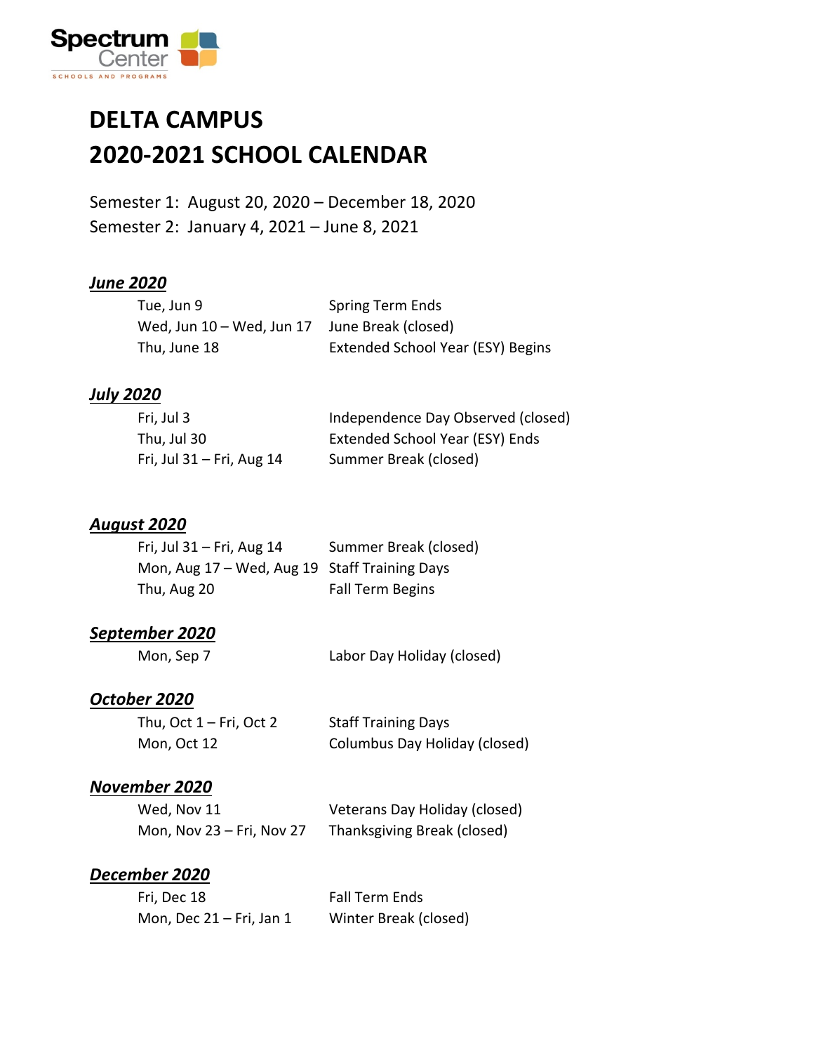Spectrum Center

SCHOOLS AND PROGRAMS

# DELTA CAMPUS
# 2020-2021 SCHOOL CALENDAR

Semester 1: August 20, 2020 – December 18, 2020
Semester 2: January 4, 2021 – June 8, 2021

### *June 2020*

| | |
|---|---|
| Tue, Jun 9 | Spring Term Ends |
| Wed, Jun 10 – Wed, Jun 17 | June Break (closed) |
| Thu, June 18 | Extended School Year (ESY) Begins |

### *July 2020*

| | |
|---|---|
| Fri, Jul 3 | Independence Day Observed (closed) |
| Thu, Jul 30 | Extended School Year (ESY) Ends |
| Fri, Jul 31 – Fri, Aug 14 | Summer Break (closed) |

### *August 2020*

| | |
|---|---|
| Fri, Jul 31 – Fri, Aug 14 | Summer Break (closed) |
| Mon, Aug 17 – Wed, Aug 19 | Staff Training Days |
| Thu, Aug 20 | Fall Term Begins |

### *September 2020*

| | |
|---|---|
| Mon, Sep 7 | Labor Day Holiday (closed) |

### *October 2020*

| | |
|---|---|
| Thu, Oct 1 – Fri, Oct 2 | Staff Training Days |
| Mon, Oct 12 | Columbus Day Holiday (closed) |

### *November 2020*

| | |
|---|---|
| Wed, Nov 11 | Veterans Day Holiday (closed) |
| Mon, Nov 23 – Fri, Nov 27 | Thanksgiving Break (closed) |

### *December 2020*

| | |
|---|---|
| Fri, Dec 18 | Fall Term Ends |
| Mon, Dec 21 – Fri, Jan 1 | Winter Break (closed) |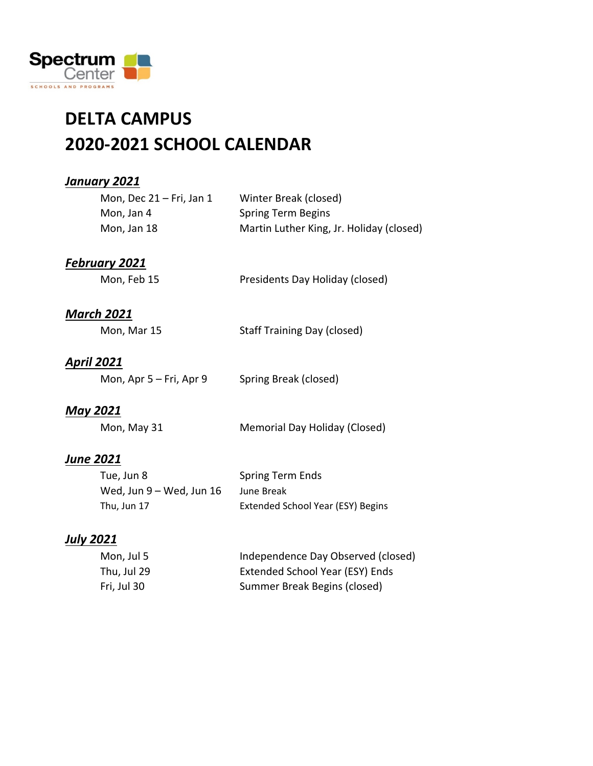Spectrum Center
SCHOOLS AND PROGRAMS

# DELTA CAMPUS
# 2020-2021 SCHOOL CALENDAR

## ***January 2021***

| | |
|---|---|
| Mon, Dec 21 – Fri, Jan 1 | Winter Break (closed) |
| Mon, Jan 4 | Spring Term Begins |
| Mon, Jan 18 | Martin Luther King, Jr. Holiday (closed) |

## ***February 2021***

| | |
|---|---|
| Mon, Feb 15 | Presidents Day Holiday (closed) |

## ***March 2021***

| | |
|---|---|
| Mon, Mar 15 | Staff Training Day (closed) |

## ***April 2021***

| | |
|---|---|
| Mon, Apr 5 – Fri, Apr 9 | Spring Break (closed) |

## ***May 2021***

| | |
|---|---|
| Mon, May 31 | Memorial Day Holiday (Closed) |

## ***June 2021***

| | |
|---|---|
| Tue, Jun 8 | Spring Term Ends |
| Wed, Jun 9 – Wed, Jun 16 | June Break |
| Thu, Jun 17 | Extended School Year (ESY) Begins |

## ***July 2021***

| | |
|---|---|
| Mon, Jul 5 | Independence Day Observed (closed) |
| Thu, Jul 29 | Extended School Year (ESY) Ends |
| Fri, Jul 30 | Summer Break Begins (closed) |